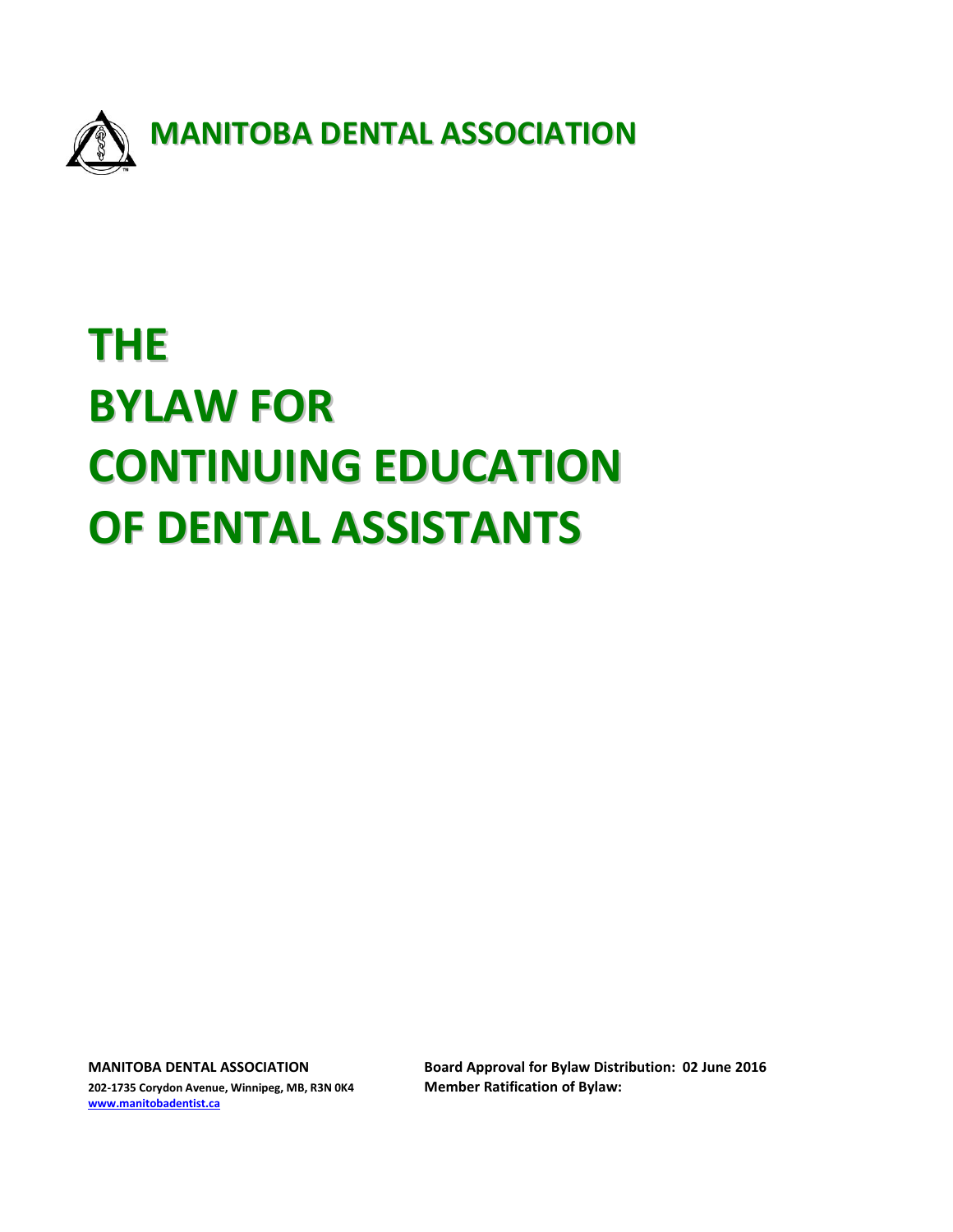**MANITOBA DENTAL ASSOCIATION**

# THE BYLAW FOR CONTINUING EDUCATION OF DENTAL ASSISTANTS

**MANITOBA DENTAL ASSOCIATION**
**202-1735 Corydon Avenue, Winnipeg, MB, R3N 0K4**
**www.manitobadentist.ca**

**Board Approval for Bylaw Distribution: 02 June 2016**
**Member Ratification of Bylaw:**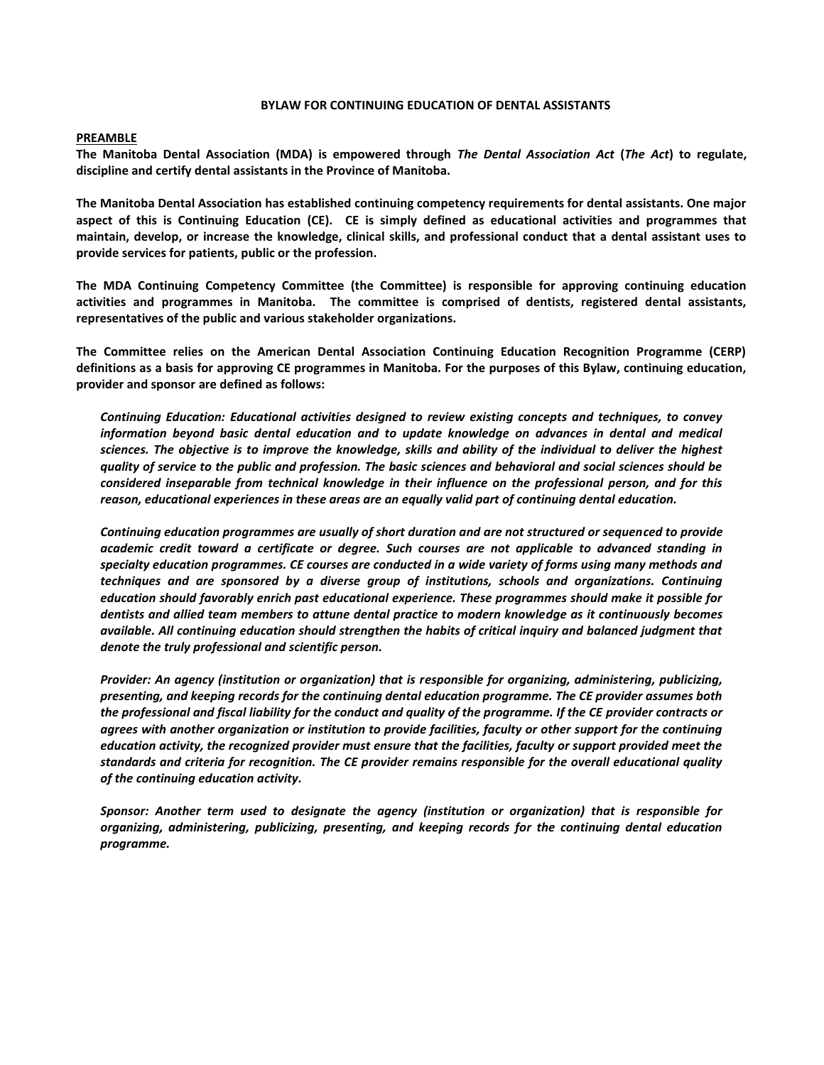# BYLAW FOR CONTINUING EDUCATION OF DENTAL ASSISTANTS

## PREAMBLE

**The Manitoba Dental Association (MDA) is empowered through *The Dental Association Act* (*The Act*) to regulate, discipline and certify dental assistants in the Province of Manitoba.**

**The Manitoba Dental Association has established continuing competency requirements for dental assistants. One major aspect of this is Continuing Education (CE). CE is simply defined as educational activities and programmes that maintain, develop, or increase the knowledge, clinical skills, and professional conduct that a dental assistant uses to provide services for patients, public or the profession.**

**The MDA Continuing Competency Committee (the Committee) is responsible for approving continuing education activities and programmes in Manitoba. The committee is comprised of dentists, registered dental assistants, representatives of the public and various stakeholder organizations.**

**The Committee relies on the American Dental Association Continuing Education Recognition Programme (CERP) definitions as a basis for approving CE programmes in Manitoba. For the purposes of this Bylaw, continuing education, provider and sponsor are defined as follows:**

> ***Continuing Education: Educational activities designed to review existing concepts and techniques, to convey information beyond basic dental education and to update knowledge on advances in dental and medical sciences. The objective is to improve the knowledge, skills and ability of the individual to deliver the highest quality of service to the public and profession. The basic sciences and behavioral and social sciences should be considered inseparable from technical knowledge in their influence on the professional person, and for this reason, educational experiences in these areas are an equally valid part of continuing dental education.***
>
> ***Continuing education programmes are usually of short duration and are not structured or sequenced to provide academic credit toward a certificate or degree. Such courses are not applicable to advanced standing in specialty education programmes. CE courses are conducted in a wide variety of forms using many methods and techniques and are sponsored by a diverse group of institutions, schools and organizations. Continuing education should favorably enrich past educational experience. These programmes should make it possible for dentists and allied team members to attune dental practice to modern knowledge as it continuously becomes available. All continuing education should strengthen the habits of critical inquiry and balanced judgment that denote the truly professional and scientific person.***
>
> ***Provider: An agency (institution or organization) that is responsible for organizing, administering, publicizing, presenting, and keeping records for the continuing dental education programme. The CE provider assumes both the professional and fiscal liability for the conduct and quality of the programme. If the CE provider contracts or agrees with another organization or institution to provide facilities, faculty or other support for the continuing education activity, the recognized provider must ensure that the facilities, faculty or support provided meet the standards and criteria for recognition. The CE provider remains responsible for the overall educational quality of the continuing education activity.***
>
> ***Sponsor: Another term used to designate the agency (institution or organization) that is responsible for organizing, administering, publicizing, presenting, and keeping records for the continuing dental education programme.***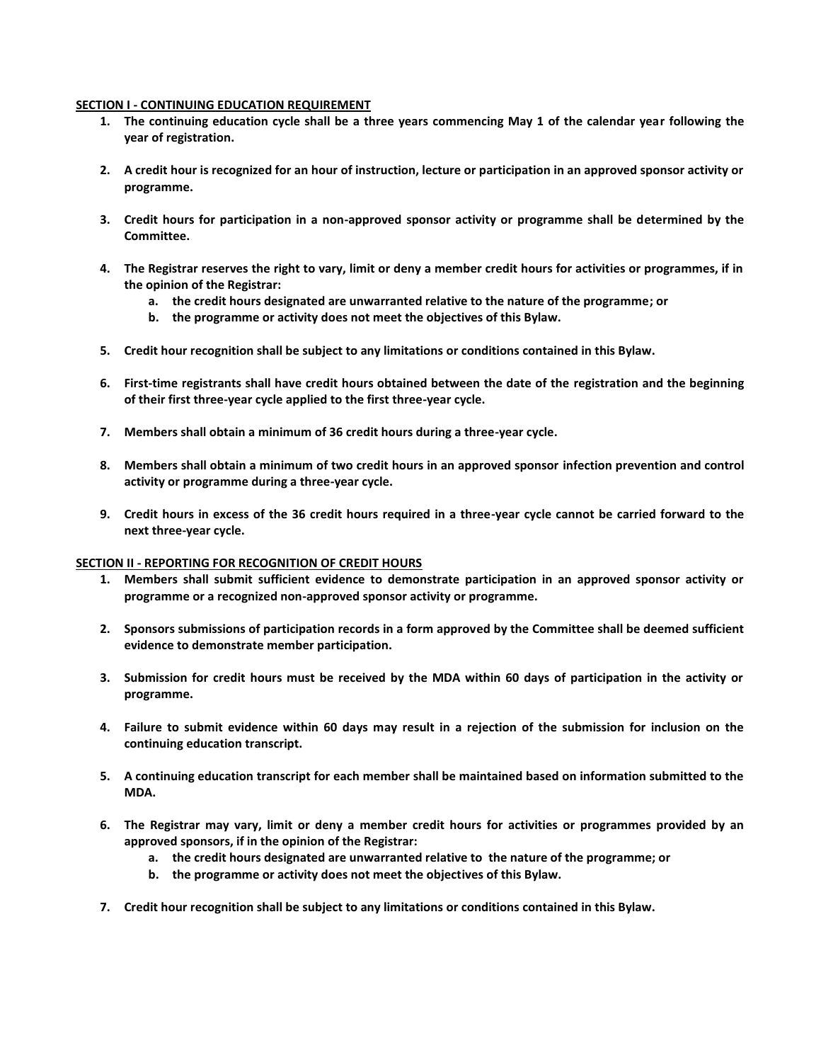## SECTION I - CONTINUING EDUCATION REQUIREMENT

1. **The continuing education cycle shall be a three years commencing May 1 of the calendar year following the year of registration.**

2. **A credit hour is recognized for an hour of instruction, lecture or participation in an approved sponsor activity or programme.**

3. **Credit hours for participation in a non-approved sponsor activity or programme shall be determined by the Committee.**

4. **The Registrar reserves the right to vary, limit or deny a member credit hours for activities or programmes, if in the opinion of the Registrar:**
   a. **the credit hours designated are unwarranted relative to the nature of the programme; or**
   b. **the programme or activity does not meet the objectives of this Bylaw.**

5. **Credit hour recognition shall be subject to any limitations or conditions contained in this Bylaw.**

6. **First-time registrants shall have credit hours obtained between the date of the registration and the beginning of their first three-year cycle applied to the first three-year cycle.**

7. **Members shall obtain a minimum of 36 credit hours during a three-year cycle.**

8. **Members shall obtain a minimum of two credit hours in an approved sponsor infection prevention and control activity or programme during a three-year cycle.**

9. **Credit hours in excess of the 36 credit hours required in a three-year cycle cannot be carried forward to the next three-year cycle.**

## SECTION II - REPORTING FOR RECOGNITION OF CREDIT HOURS

1. **Members shall submit sufficient evidence to demonstrate participation in an approved sponsor activity or programme or a recognized non-approved sponsor activity or programme.**

2. **Sponsors submissions of participation records in a form approved by the Committee shall be deemed sufficient evidence to demonstrate member participation.**

3. **Submission for credit hours must be received by the MDA within 60 days of participation in the activity or programme.**

4. **Failure to submit evidence within 60 days may result in a rejection of the submission for inclusion on the continuing education transcript.**

5. **A continuing education transcript for each member shall be maintained based on information submitted to the MDA.**

6. **The Registrar may vary, limit or deny a member credit hours for activities or programmes provided by an approved sponsors, if in the opinion of the Registrar:**
   a. **the credit hours designated are unwarranted relative to the nature of the programme; or**
   b. **the programme or activity does not meet the objectives of this Bylaw.**

7. **Credit hour recognition shall be subject to any limitations or conditions contained in this Bylaw.**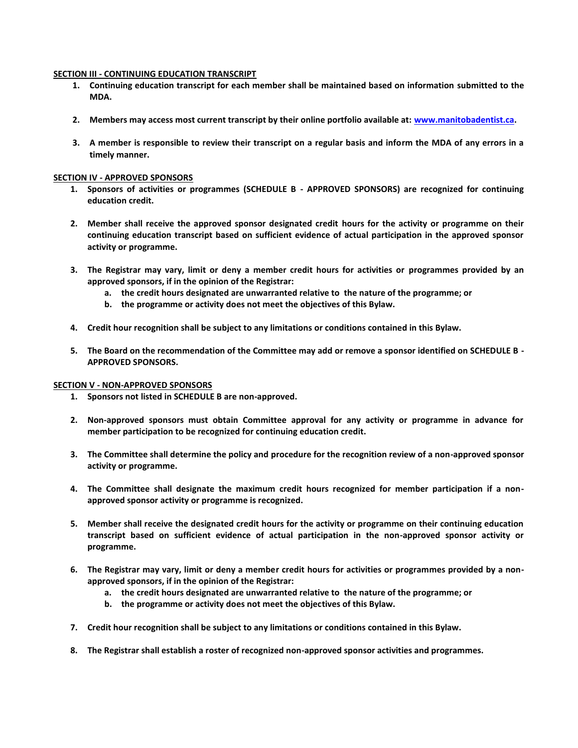## SECTION III - CONTINUING EDUCATION TRANSCRIPT

1. **Continuing education transcript for each member shall be maintained based on information submitted to the MDA.**

2. **Members may access most current transcript by their online portfolio available at: [www.manitobadentist.ca](http://www.manitobadentist.ca).**

3. **A member is responsible to review their transcript on a regular basis and inform the MDA of any errors in a timely manner.**

## SECTION IV - APPROVED SPONSORS

1. **Sponsors of activities or programmes (SCHEDULE B - APPROVED SPONSORS) are recognized for continuing education credit.**

2. **Member shall receive the approved sponsor designated credit hours for the activity or programme on their continuing education transcript based on sufficient evidence of actual participation in the approved sponsor activity or programme.**

3. **The Registrar may vary, limit or deny a member credit hours for activities or programmes provided by an approved sponsors, if in the opinion of the Registrar:**
   a. **the credit hours designated are unwarranted relative to the nature of the programme; or**
   b. **the programme or activity does not meet the objectives of this Bylaw.**

4. **Credit hour recognition shall be subject to any limitations or conditions contained in this Bylaw.**

5. **The Board on the recommendation of the Committee may add or remove a sponsor identified on SCHEDULE B - APPROVED SPONSORS.**

## SECTION V - NON-APPROVED SPONSORS

1. **Sponsors not listed in SCHEDULE B are non-approved.**

2. **Non-approved sponsors must obtain Committee approval for any activity or programme in advance for member participation to be recognized for continuing education credit.**

3. **The Committee shall determine the policy and procedure for the recognition review of a non-approved sponsor activity or programme.**

4. **The Committee shall designate the maximum credit hours recognized for member participation if a non-approved sponsor activity or programme is recognized.**

5. **Member shall receive the designated credit hours for the activity or programme on their continuing education transcript based on sufficient evidence of actual participation in the non-approved sponsor activity or programme.**

6. **The Registrar may vary, limit or deny a member credit hours for activities or programmes provided by a non-approved sponsors, if in the opinion of the Registrar:**
   a. **the credit hours designated are unwarranted relative to the nature of the programme; or**
   b. **the programme or activity does not meet the objectives of this Bylaw.**

7. **Credit hour recognition shall be subject to any limitations or conditions contained in this Bylaw.**

8. **The Registrar shall establish a roster of recognized non-approved sponsor activities and programmes.**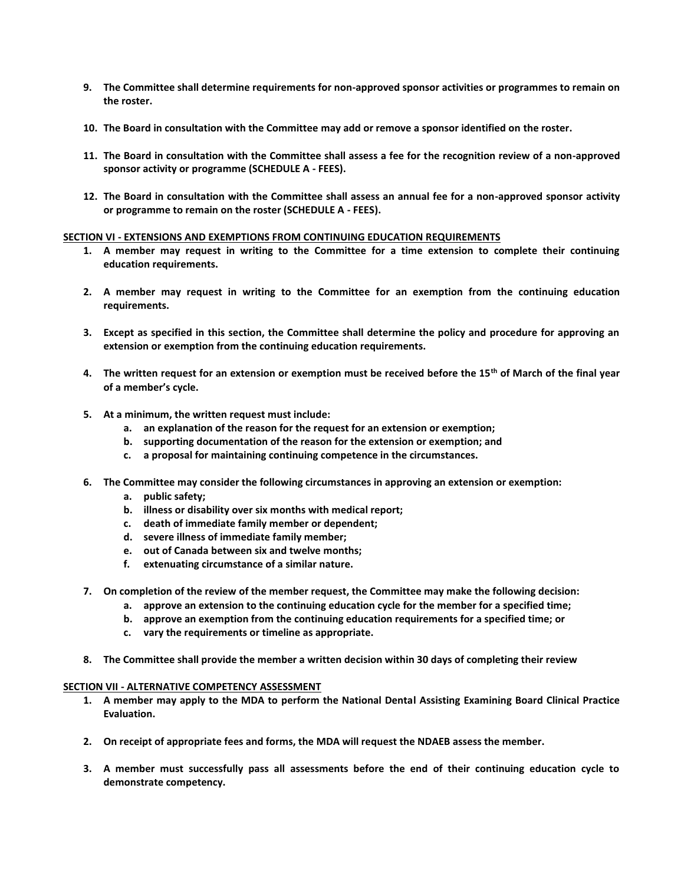9. **The Committee shall determine requirements for non-approved sponsor activities or programmes to remain on the roster.**

10. **The Board in consultation with the Committee may add or remove a sponsor identified on the roster.**

11. **The Board in consultation with the Committee shall assess a fee for the recognition review of a non-approved sponsor activity or programme (SCHEDULE A - FEES).**

12. **The Board in consultation with the Committee shall assess an annual fee for a non-approved sponsor activity or programme to remain on the roster (SCHEDULE A - FEES).**

**SECTION VI - EXTENSIONS AND EXEMPTIONS FROM CONTINUING EDUCATION REQUIREMENTS**

1. **A member may request in writing to the Committee for a time extension to complete their continuing education requirements.**

2. **A member may request in writing to the Committee for an exemption from the continuing education requirements.**

3. **Except as specified in this section, the Committee shall determine the policy and procedure for approving an extension or exemption from the continuing education requirements.**

4. **The written request for an extension or exemption must be received before the 15th of March of the final year of a member's cycle.**

5. **At a minimum, the written request must include:**
   a. **an explanation of the reason for the request for an extension or exemption;**
   b. **supporting documentation of the reason for the extension or exemption; and**
   c. **a proposal for maintaining continuing competence in the circumstances.**

6. **The Committee may consider the following circumstances in approving an extension or exemption:**
   a. **public safety;**
   b. **illness or disability over six months with medical report;**
   c. **death of immediate family member or dependent;**
   d. **severe illness of immediate family member;**
   e. **out of Canada between six and twelve months;**
   f. **extenuating circumstance of a similar nature.**

7. **On completion of the review of the member request, the Committee may make the following decision:**
   a. **approve an extension to the continuing education cycle for the member for a specified time;**
   b. **approve an exemption from the continuing education requirements for a specified time; or**
   c. **vary the requirements or timeline as appropriate.**

8. **The Committee shall provide the member a written decision within 30 days of completing their review**

**SECTION VII - ALTERNATIVE COMPETENCY ASSESSMENT**

1. **A member may apply to the MDA to perform the National Dental Assisting Examining Board Clinical Practice Evaluation.**

2. **On receipt of appropriate fees and forms, the MDA will request the NDAEB assess the member.**

3. **A member must successfully pass all assessments before the end of their continuing education cycle to demonstrate competency.**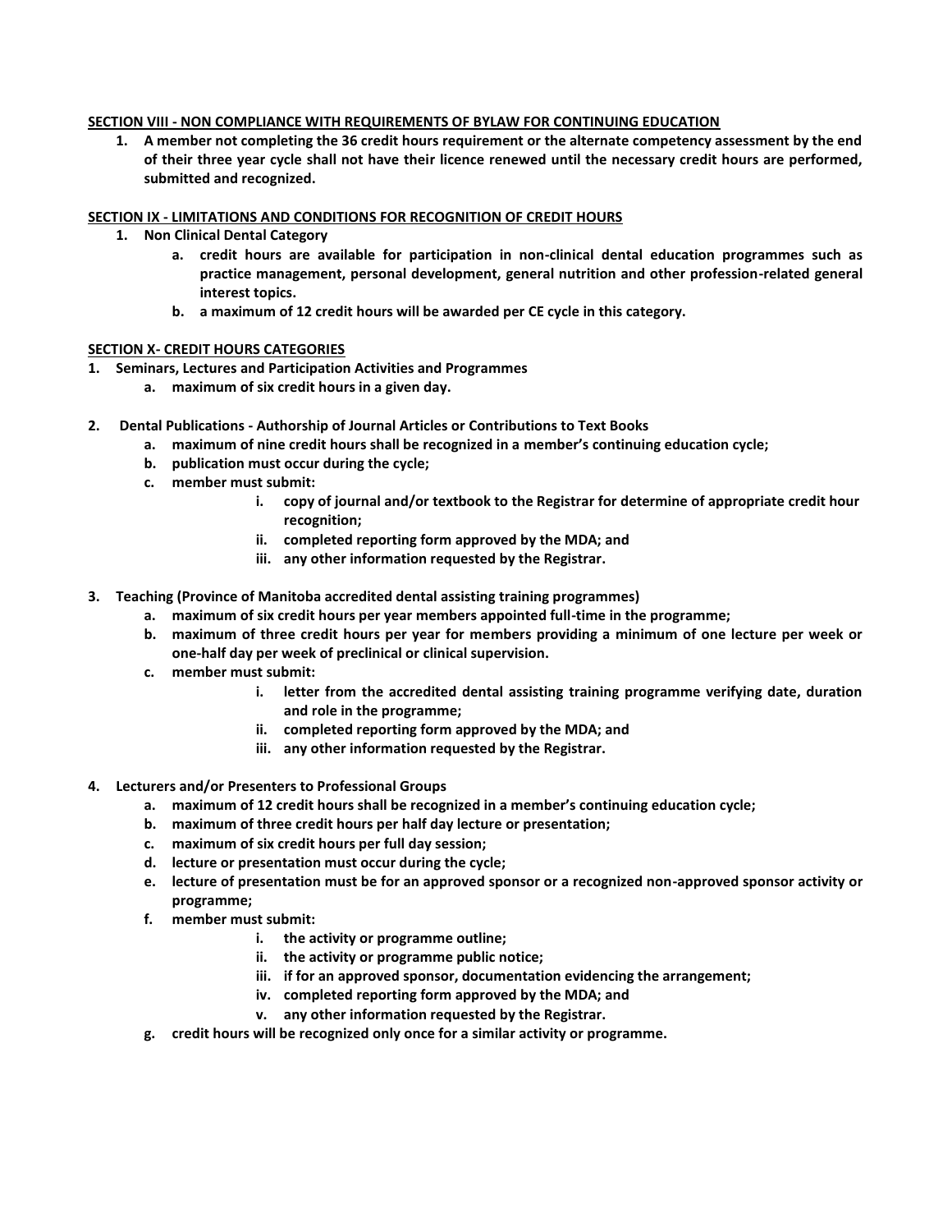**SECTION VIII - NON COMPLIANCE WITH REQUIREMENTS OF BYLAW FOR CONTINUING EDUCATION**

1. **A member not completing the 36 credit hours requirement or the alternate competency assessment by the end of their three year cycle shall not have their licence renewed until the necessary credit hours are performed, submitted and recognized.**

**SECTION IX - LIMITATIONS AND CONDITIONS FOR RECOGNITION OF CREDIT HOURS**

1. **Non Clinical Dental Category**
   a. **credit hours are available for participation in non-clinical dental education programmes such as practice management, personal development, general nutrition and other profession-related general interest topics.**
   b. **a maximum of 12 credit hours will be awarded per CE cycle in this category.**

**SECTION X- CREDIT HOURS CATEGORIES**

1. **Seminars, Lectures and Participation Activities and Programmes**
   a. **maximum of six credit hours in a given day.**

2. **Dental Publications - Authorship of Journal Articles or Contributions to Text Books**
   a. **maximum of nine credit hours shall be recognized in a member's continuing education cycle;**
   b. **publication must occur during the cycle;**
   c. **member must submit:**
      i. **copy of journal and/or textbook to the Registrar for determine of appropriate credit hour recognition;**
      ii. **completed reporting form approved by the MDA; and**
      iii. **any other information requested by the Registrar.**

3. **Teaching (Province of Manitoba accredited dental assisting training programmes)**
   a. **maximum of six credit hours per year members appointed full-time in the programme;**
   b. **maximum of three credit hours per year for members providing a minimum of one lecture per week or one-half day per week of preclinical or clinical supervision.**
   c. **member must submit:**
      i. **letter from the accredited dental assisting training programme verifying date, duration and role in the programme;**
      ii. **completed reporting form approved by the MDA; and**
      iii. **any other information requested by the Registrar.**

4. **Lecturers and/or Presenters to Professional Groups**
   a. **maximum of 12 credit hours shall be recognized in a member's continuing education cycle;**
   b. **maximum of three credit hours per half day lecture or presentation;**
   c. **maximum of six credit hours per full day session;**
   d. **lecture or presentation must occur during the cycle;**
   e. **lecture of presentation must be for an approved sponsor or a recognized non-approved sponsor activity or programme;**
   f. **member must submit:**
      i. **the activity or programme outline;**
      ii. **the activity or programme public notice;**
      iii. **if for an approved sponsor, documentation evidencing the arrangement;**
      iv. **completed reporting form approved by the MDA; and**
      v. **any other information requested by the Registrar.**
   g. **credit hours will be recognized only once for a similar activity or programme.**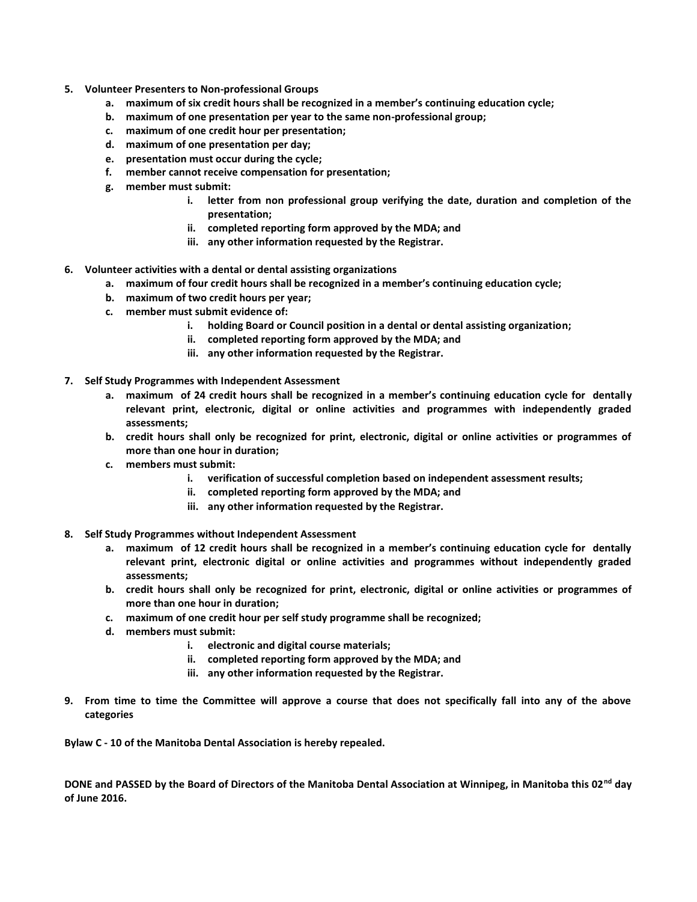5. **Volunteer Presenters to Non-professional Groups**
    a. **maximum of six credit hours shall be recognized in a member's continuing education cycle;**
    b. **maximum of one presentation per year to the same non-professional group;**
    c. **maximum of one credit hour per presentation;**
    d. **maximum of one presentation per day;**
    e. **presentation must occur during the cycle;**
    f. **member cannot receive compensation for presentation;**
    g. **member must submit:**
        i. **letter from non professional group verifying the date, duration and completion of the presentation;**
        ii. **completed reporting form approved by the MDA; and**
        iii. **any other information requested by the Registrar.**

6. **Volunteer activities with a dental or dental assisting organizations**
    a. **maximum of four credit hours shall be recognized in a member's continuing education cycle;**
    b. **maximum of two credit hours per year;**
    c. **member must submit evidence of:**
        i. **holding Board or Council position in a dental or dental assisting organization;**
        ii. **completed reporting form approved by the MDA; and**
        iii. **any other information requested by the Registrar.**

7. **Self Study Programmes with Independent Assessment**
    a. **maximum of 24 credit hours shall be recognized in a member's continuing education cycle for dentally relevant print, electronic, digital or online activities and programmes with independently graded assessments;**
    b. **credit hours shall only be recognized for print, electronic, digital or online activities or programmes of more than one hour in duration;**
    c. **members must submit:**
        i. **verification of successful completion based on independent assessment results;**
        ii. **completed reporting form approved by the MDA; and**
        iii. **any other information requested by the Registrar.**

8. **Self Study Programmes without Independent Assessment**
    a. **maximum of 12 credit hours shall be recognized in a member's continuing education cycle for dentally relevant print, electronic digital or online activities and programmes without independently graded assessments;**
    b. **credit hours shall only be recognized for print, electronic, digital or online activities or programmes of more than one hour in duration;**
    c. **maximum of one credit hour per self study programme shall be recognized;**
    d. **members must submit:**
        i. **electronic and digital course materials;**
        ii. **completed reporting form approved by the MDA; and**
        iii. **any other information requested by the Registrar.**

9. **From time to time the Committee will approve a course that does not specifically fall into any of the above categories**

**Bylaw C - 10 of the Manitoba Dental Association is hereby repealed.**

**DONE and PASSED by the Board of Directors of the Manitoba Dental Association at Winnipeg, in Manitoba this 02nd day of June 2016.**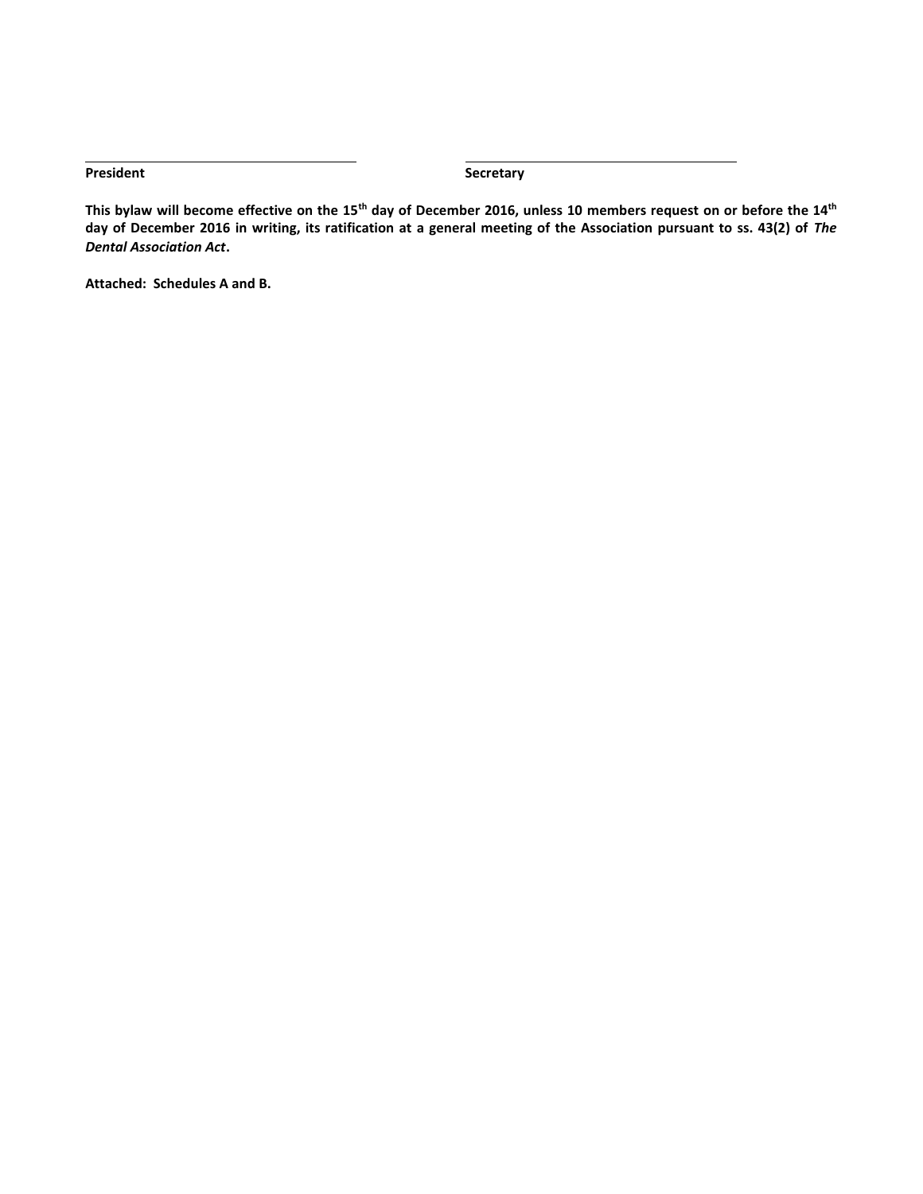| ______________________________ | ______________________________ |
| --- | --- |
| **President** | **Secretary** |

**This bylaw will become effective on the 15th day of December 2016, unless 10 members request on or before the 14th day of December 2016 in writing, its ratification at a general meeting of the Association pursuant to ss. 43(2) of *The Dental Association Act*.**

**Attached: Schedules A and B.**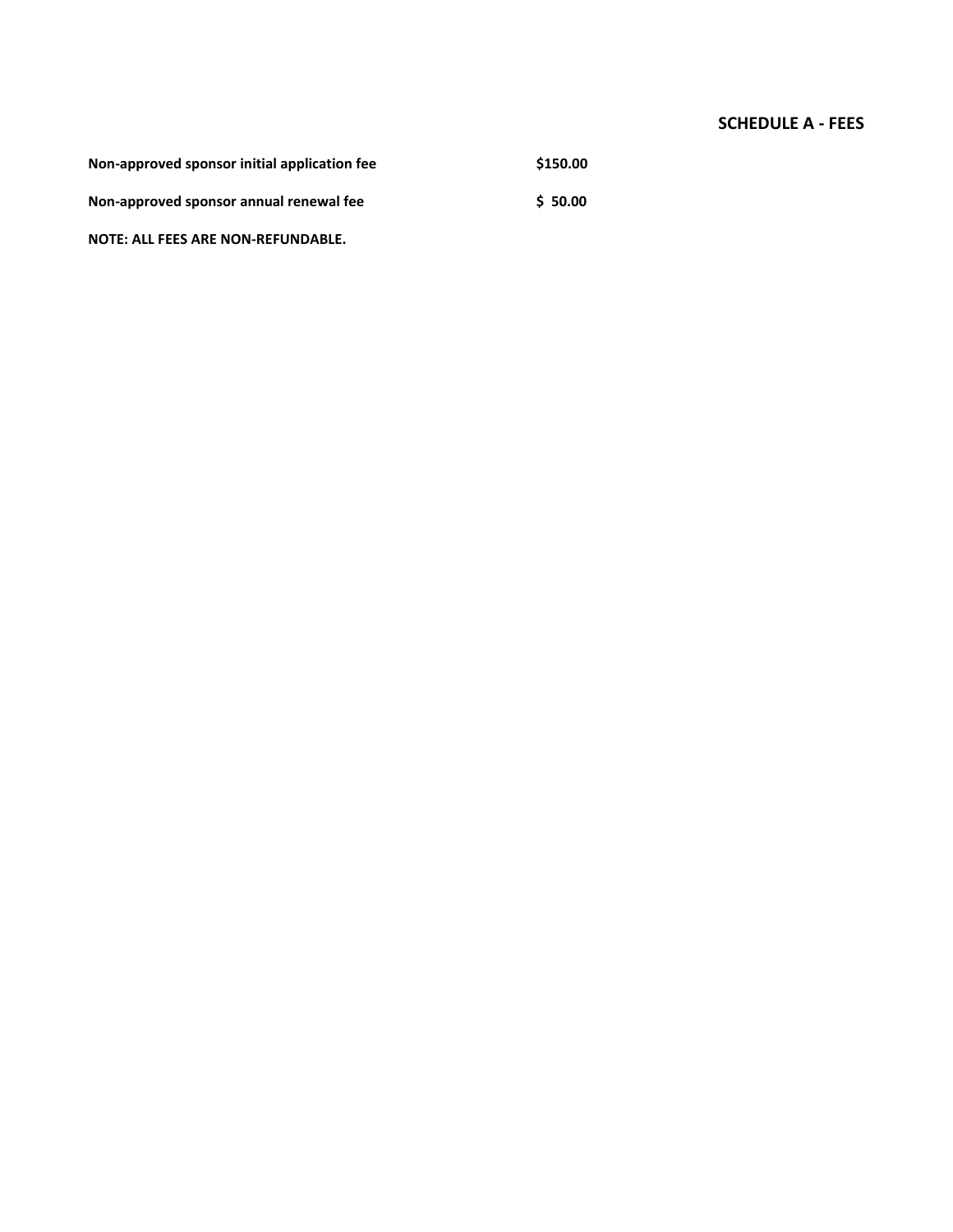## SCHEDULE A - FEES

| | |
|---|---|
| **Non-approved sponsor initial application fee** | **$150.00** |
| **Non-approved sponsor annual renewal fee** | **$ 50.00** |

**NOTE: ALL FEES ARE NON-REFUNDABLE.**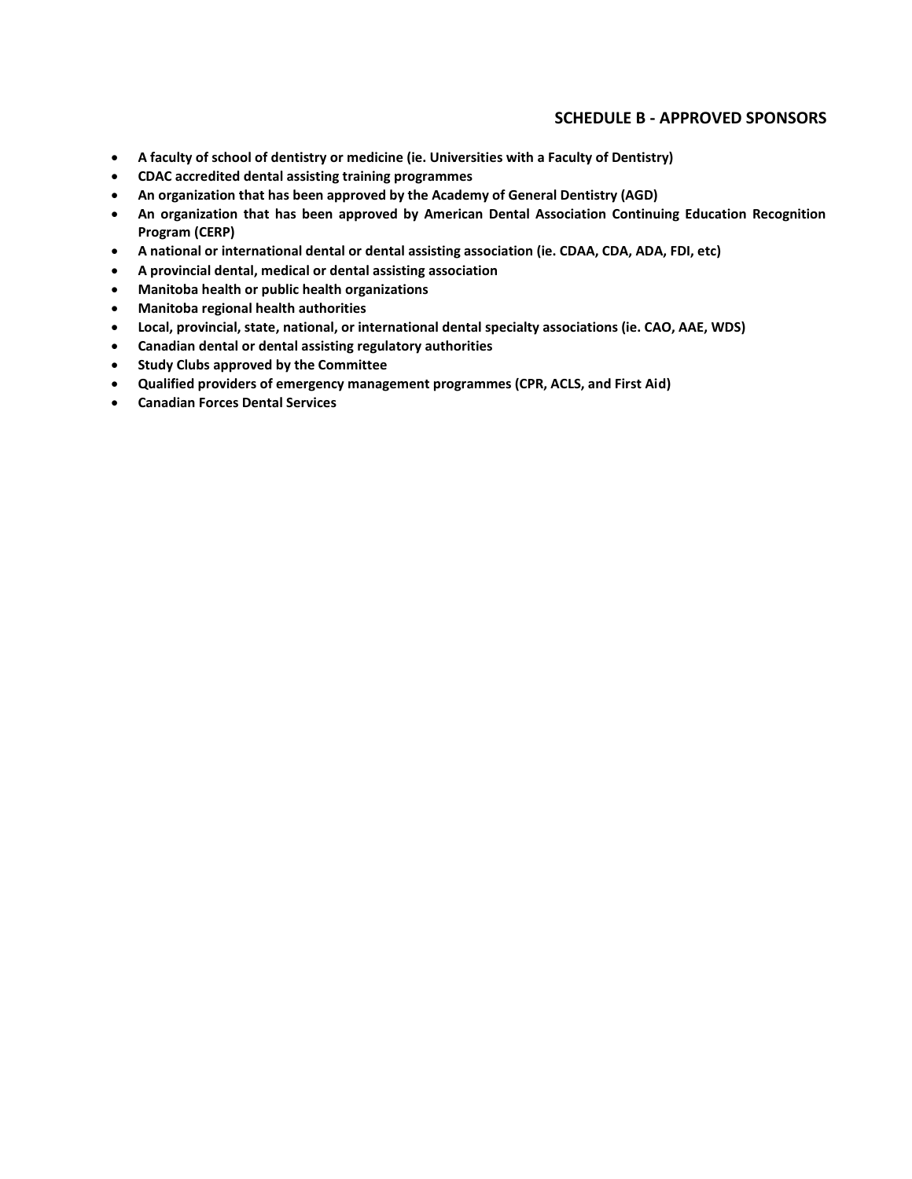## SCHEDULE B - APPROVED SPONSORS

- **A faculty of school of dentistry or medicine (ie. Universities with a Faculty of Dentistry)**
- **CDAC accredited dental assisting training programmes**
- **An organization that has been approved by the Academy of General Dentistry (AGD)**
- **An organization that has been approved by American Dental Association Continuing Education Recognition Program (CERP)**
- **A national or international dental or dental assisting association (ie. CDAA, CDA, ADA, FDI, etc)**
- **A provincial dental, medical or dental assisting association**
- **Manitoba health or public health organizations**
- **Manitoba regional health authorities**
- **Local, provincial, state, national, or international dental specialty associations (ie. CAO, AAE, WDS)**
- **Canadian dental or dental assisting regulatory authorities**
- **Study Clubs approved by the Committee**
- **Qualified providers of emergency management programmes (CPR, ACLS, and First Aid)**
- **Canadian Forces Dental Services**